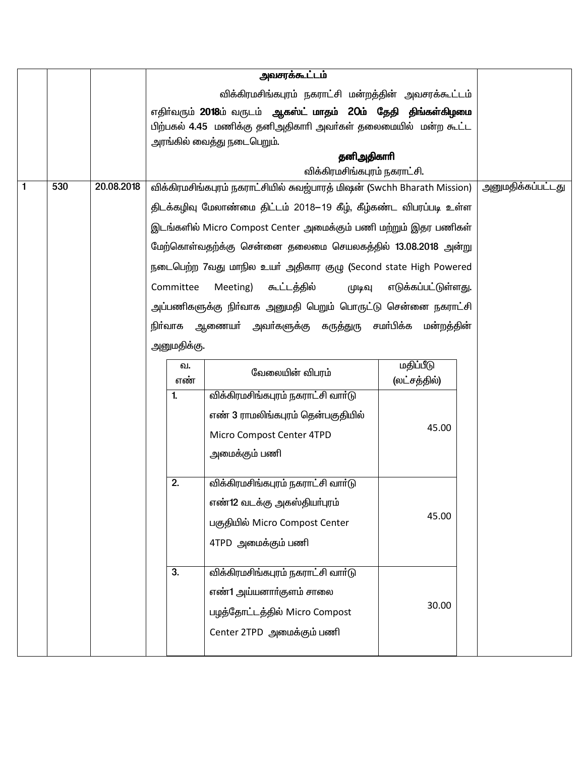| | | | | |
|---|---|---|---|---|
| | | | **அவசரக்கூட்டம்**<br>விக்கிரமசிங்கபுரம் நகராட்சி மன்றத்தின் அவசரக்கூட்டம் எதிர்வரும் **2018**ம் வருடம் **ஆகஸ்ட் மாதம் 20ம் தேதி திங்கள்கிழமை** பிற்பகல் **4.45** மணிக்கு தனிஅதிகாரி அவர்கள் தலைமையில் மன்ற கூட்ட அரங்கில் வைத்து நடைபெறும்.<br>**தனிஅதிகாரி**<br>விக்கிரமசிங்கபுரம் நகராட்சி. | |
| 1 | 530 | 20.08.2018 | விக்கிரமசிங்கபுரம் நகராட்சியில் சுவஜ்பாரத் மிஷன் (Swchh Bharath Mission) திடக்கழிவு மேலாண்மை திட்டம் 2018–19 கீழ், கீழ்கண்ட விபரப்படி உள்ள இடங்களில் Micro Compost Center அமைக்கும் பணி மற்றும் இதர பணிகள் மேற்கொள்வதற்கு சென்னை தலைமை செயலகத்தில் **13.08.2018** அன்று நடைபெற்ற 7வது மாநில உயர் அதிகார குழு **(**Second state High Powered Committee Meeting) கூட்டத்தில் முடிவு எடுக்கப்பட்டுள்ளது. அப்பணிகளுக்கு நிர்வாக அனுமதி பெறும் பொருட்டு சென்னை நகராட்சி நிர்வாக ஆணையர் அவர்களுக்கு கருத்துரு சமர்பிக்க மன்றத்தின் அனுமதிக்கு. | அனுமதிக்கப்பட்டது |

| வ. எண் | வேலையின் விபரம் | மதிப்பீடு (லட்சத்தில்) |
|---|---|---|
| 1. | விக்கிரமசிங்கபுரம் நகராட்சி வார்டு எண் 3 ராமலிங்கபுரம் தென்பகுதியில் Micro Compost Center 4TPD அமைக்கும் பணி | 45.00 |
| 2. | விக்கிரமசிங்கபுரம் நகராட்சி வார்டு எண்12 வடக்கு அகஸ்தியர்புரம் பகுதியில் Micro Compost Center 4TPD அமைக்கும் பணி | 45.00 |
| 3. | விக்கிரமசிங்கபுரம் நகராட்சி வார்டு எண்1 அய்யனார்குளம் சாலை பழத்தோட்டத்தில் Micro Compost Center 2TPD அமைக்கும் பணி | 30.00 |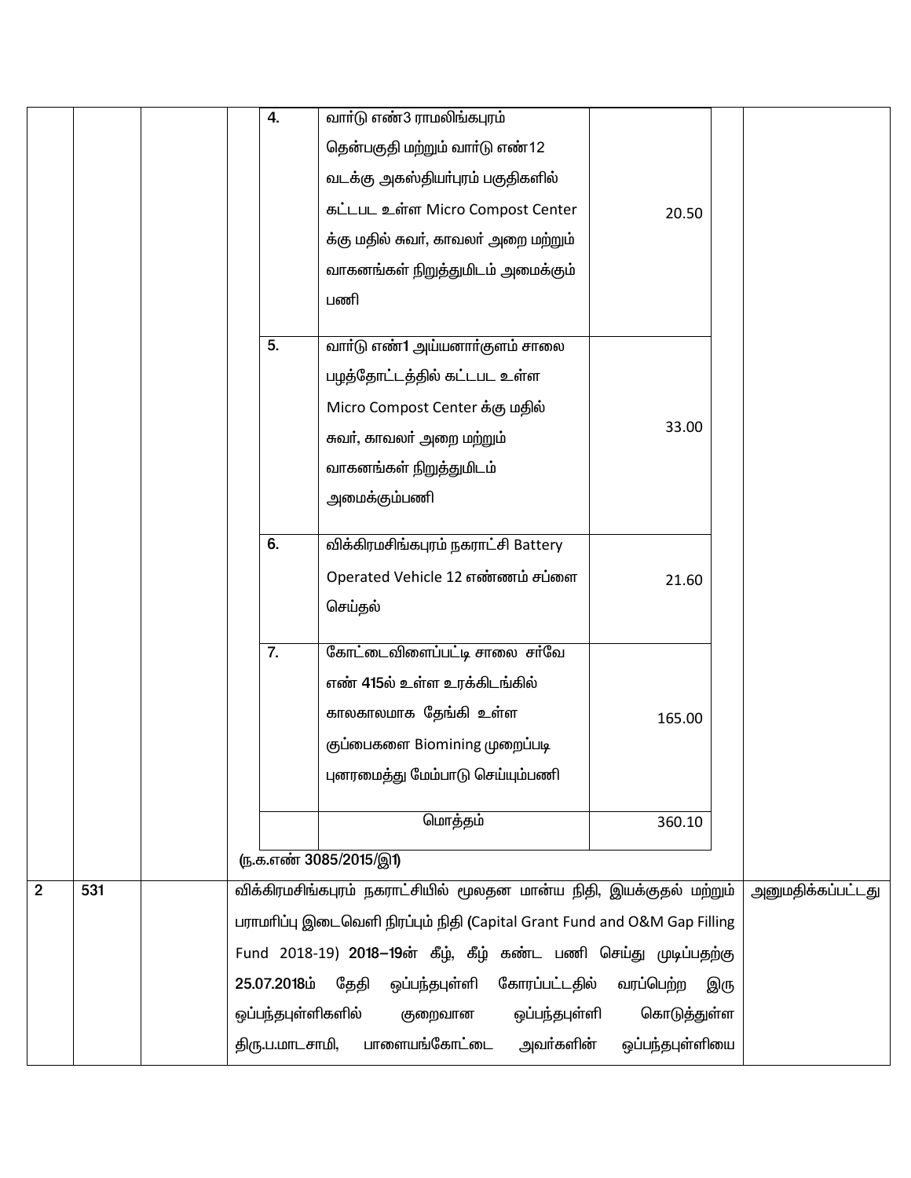| | | | | | |
|---|---|---|---|---|---|
| | | | | | |

| எண் | விவரம் | தொகை |
|---|---|---|
| 4. | வார்டு எண்3 ராமலிங்கபுரம் தென்பகுதி மற்றும் வார்டு எண்12 வடக்கு அகஸ்தியார்புரம் பகுதிகளில் கட்டபட உள்ள Micro Compost Center க்கு மதில் சுவர், காவலர் அறை மற்றும் வாகனங்கள் நிறுத்துமிடம் அமைக்கும் பணி | 20.50 |
| 5. | வார்டு எண்1 அய்யனார்குளம் சாலை பழத்தோட்டத்தில் கட்டபட உள்ள Micro Compost Center க்கு மதில் சுவர், காவலர் அறை மற்றும் வாகனங்கள் நிறுத்துமிடம் அமைக்கும்பணி | 33.00 |
| 6. | விக்கிரமசிங்கபுரம் நகராட்சி Battery Operated Vehicle 12 எண்ணம் சப்ளை செய்தல் | 21.60 |
| 7. | கோட்டைவிளைப்பட்டி சாலை சர்வே எண் 415ல் உள்ள உரக்கிடங்கில் காலகாலமாக தேங்கி உள்ள குப்பைகளை Biomining முறைப்படி புனரமைத்து மேம்பாடு செய்யும்பணி | 165.00 |
| | மொத்தம் | 360.10 |

(ந.க.எண் 3085/2015/இ1)

| | | | | |
|---|---|---|---|---|
| 2 | 531 | | விக்கிரமசிங்கபுரம் நகராட்சியில் மூலதன மான்ய நிதி, இயக்குதல் மற்றும் பராமரிப்பு இடைவெளி நிரப்பும் நிதி (Capital Grant Fund and O&M Gap Filling Fund 2018-19) 2018–19ன் கீழ், கீழ் கண்ட பணி செய்து முடிப்பதற்கு 25.07.2018ம் தேதி ஒப்பந்தபுள்ளி கோரப்பட்டதில் வரப்பெற்ற இரு ஒப்பந்தபுள்ளிகளில் குறைவான ஒப்பந்தபுள்ளி கொடுத்துள்ள திரு.ப.மாடசாமி, பாளையங்கோட்டை அவர்களின் ஒப்பந்தபுள்ளியை | அனுமதிக்கப்பட்டது |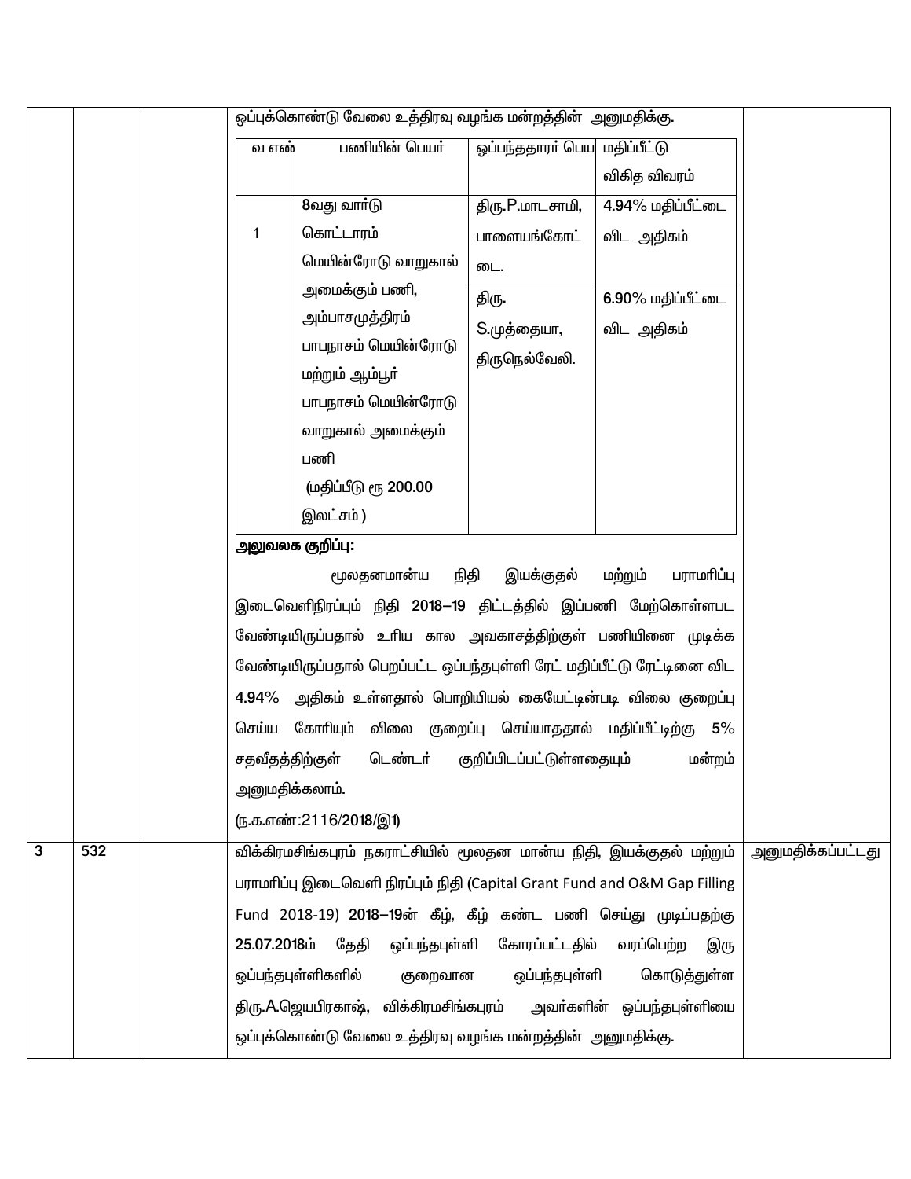| | | | | |
|---|---|---|---|---|
| | | | ஒப்புக்கொண்டு வேலை உத்திரவு வழங்க மன்றத்தின் அனுமதிக்கு.<br><br>வ எண் \| பணியின் பெயர் \| ஒப்பந்ததாரர் பெய \| மதிப்பீட்டு விகித விவரம்<br>1 \| 8வது வார்டு கொட்டாரம் மெயின்ரோடு வாறுகால் அமைக்கும் பணி, அம்பாசமுத்திரம் பாபநாசம் மெயின்ரோடு மற்றும் ஆம்பூர் பாபநாசம் மெயின்ரோடு வாறுகால் அமைக்கும் பணி (மதிப்பீடு ரூ 200.00 இலட்சம் ) \| திரு.P.மாடசாமி, பாளையங்கோட்டை. \| **4.94%** மதிப்பீட்டை விட அதிகம்<br> \| \| திரு. S.முத்தையா, திருநெல்வேலி. \| **6.90%** மதிப்பீட்டை விட அதிகம்<br><br>**அலுவலக குறிப்பு:**<br>மூலதனமான்ய நிதி இயக்குதல் மற்றும் பராமரிப்பு இடைவெளிநிரப்பும் நிதி **2018–19** திட்டத்தில் இப்பணி மேற்கொள்ளபட வேண்டியிருப்பதால் உரிய கால அவகாசத்திற்குள் பணியினை முடிக்க வேண்டியிருப்பதால் பெறப்பட்ட ஒப்பந்தபுள்ளி ரேட் மதிப்பீட்டு ரேட்டினை விட **4.94%** அதிகம் உள்ளதால் பொறியியல் கையேட்டின்படி விலை குறைப்பு செய்ய கோரியும் விலை குறைப்பு செய்யாததால் மதிப்பீட்டிற்கு **5%** சதவீதத்திற்குள் டெண்டர் குறிப்பிடப்பட்டுள்ளதையும் மன்றம் அனுமதிக்கலாம்.<br>(ந.க.எண்:2116/2018/இ1) | |
| 3 | 532 | | விக்கிரமசிங்கபுரம் நகராட்சியில் மூலதன மான்ய நிதி, இயக்குதல் மற்றும் பராமரிப்பு இடைவெளி நிரப்பும் நிதி (Capital Grant Fund and O&M Gap Filling Fund 2018-19) **2018–19**ன் கீழ், கீழ் கண்ட பணி செய்து முடிப்பதற்கு **25.07.2018**ம் தேதி ஒப்பந்தபுள்ளி கோரப்பட்டதில் வரப்பெற்ற இரு ஒப்பந்தபுள்ளிகளில் குறைவான ஒப்பந்தபுள்ளி கொடுத்துள்ள திரு.A.ஜெயபிரகாஷ், விக்கிரமசிங்கபுரம் அவர்களின் ஒப்பந்தபுள்ளியை ஒப்புக்கொண்டு வேலை உத்திரவு வழங்க மன்றத்தின் அனுமதிக்கு. | அனுமதிக்கப்பட்டது |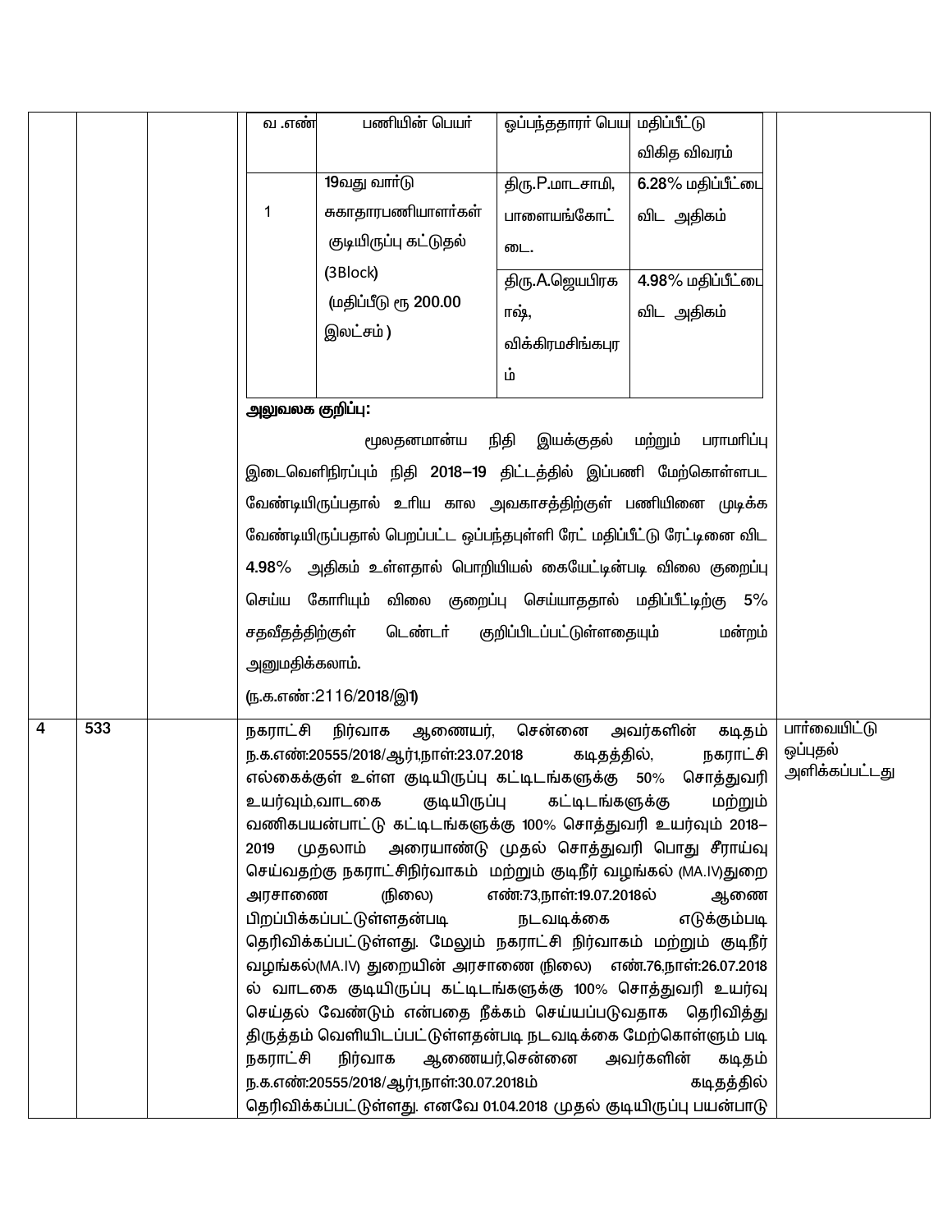| | | | | |
|---|---|---|---|---|
| | | | <table><tr><th>வ .எண்</th><th>பணியின் பெயர்</th><th>ஒப்பந்ததாரர் பெயர்</th><th>மதிப்பீட்டு விகித விவரம்</th></tr><tr><td rowspan="2">1</td><td rowspan="2">19வது வார்டு சுகாதாரபணியாளர்கள் குடியிருப்பு கட்டுதல் (3Block) (மதிப்பீடு ரூ 200.00 இலட்சம் )</td><td>திரு.P.மாடசாமி, பாளையங்கோட்டை.</td><td>6.28% மதிப்பீட்டை விட அதிகம்</td></tr><tr><td>திரு.A.ஜெயபிரகாஷ், விக்கிரமசிங்கபுரம்</td><td>4.98% மதிப்பீட்டை விட அதிகம்</td></tr></table> **அலுவலக குறிப்பு:** மூலதனமான்ய நிதி இயக்குதல் மற்றும் பராமரிப்பு இடைவெளிநிரப்பும் நிதி 2018–19 திட்டத்தில் இப்பணி மேற்கொள்ளபட வேண்டியிருப்பதால் உரிய கால அவகாசத்திற்குள் பணியினை முடிக்க வேண்டியிருப்பதால் பெறப்பட்ட ஒப்பந்தபுள்ளி ரேட் மதிப்பீட்டு ரேட்டினை விட 4.98% அதிகம் உள்ளதால் பொறியியல் கையேட்டின்படி விலை குறைப்பு செய்ய கோரியும் விலை குறைப்பு செய்யாததால் மதிப்பீட்டிற்கு 5% சதவீதத்திற்குள் டெண்டர் குறிப்பிடப்பட்டுள்ளதையும் மன்றம் அனுமதிக்கலாம். (ந.க.எண்:2116/2018/இ1) | |
| 4 | 533 | | நகராட்சி நிர்வாக ஆணையர், சென்னை அவர்களின் கடிதம் ந.க.எண்:20555/2018/ஆர்1,நாள்:23.07.2018 கடிதத்தில், நகராட்சி எல்கைக்குள் உள்ள குடியிருப்பு கட்டிடங்களுக்கு 50% சொத்துவரி உயர்வும்,வாடகை குடியிருப்பு கட்டிடங்களுக்கு மற்றும் வணிகபயன்பாட்டு கட்டிடங்களுக்கு 100% சொத்துவரி உயர்வும் 2018–2019 முதலாம் அரையாண்டு முதல் சொத்துவரி பொது சீராய்வு செய்வதற்கு நகராட்சிநிர்வாகம் மற்றும் குடிநீர் வழங்கல் (MA.IV)துறை அரசாணை (நிலை) எண்:73,நாள்:19.07.2018ல் ஆணை பிறப்பிக்கப்பட்டுள்ளதன்படி நடவடிக்கை எடுக்கும்படி தெரிவிக்கப்பட்டுள்ளது. மேலும் நகராட்சி நிர்வாகம் மற்றும் குடிநீர் வழங்கல்(MA.IV) துறையின் அரசாணை (நிலை) எண்.76,நாள்:26.07.2018 ல் வாடகை குடியிருப்பு கட்டிடங்களுக்கு 100% சொத்துவரி உயர்வு செய்தல் வேண்டும் என்பதை நீக்கம் செய்யப்படுவதாக தெரிவித்து திருத்தம் வெளியிடப்பட்டுள்ளதன்படி நடவடிக்கை மேற்கொள்ளும் படி நகராட்சி நிர்வாக ஆணையர்,சென்னை அவர்களின் கடிதம் ந.க.எண்:20555/2018/ஆர்1,நாள்:30.07.2018ம் கடிதத்தில் தெரிவிக்கப்பட்டுள்ளது. எனவே 01.04.2018 முதல் குடியிருப்பு பயன்பாடு | பார்வையிட்டு ஒப்புதல் அளிக்கப்பட்டது |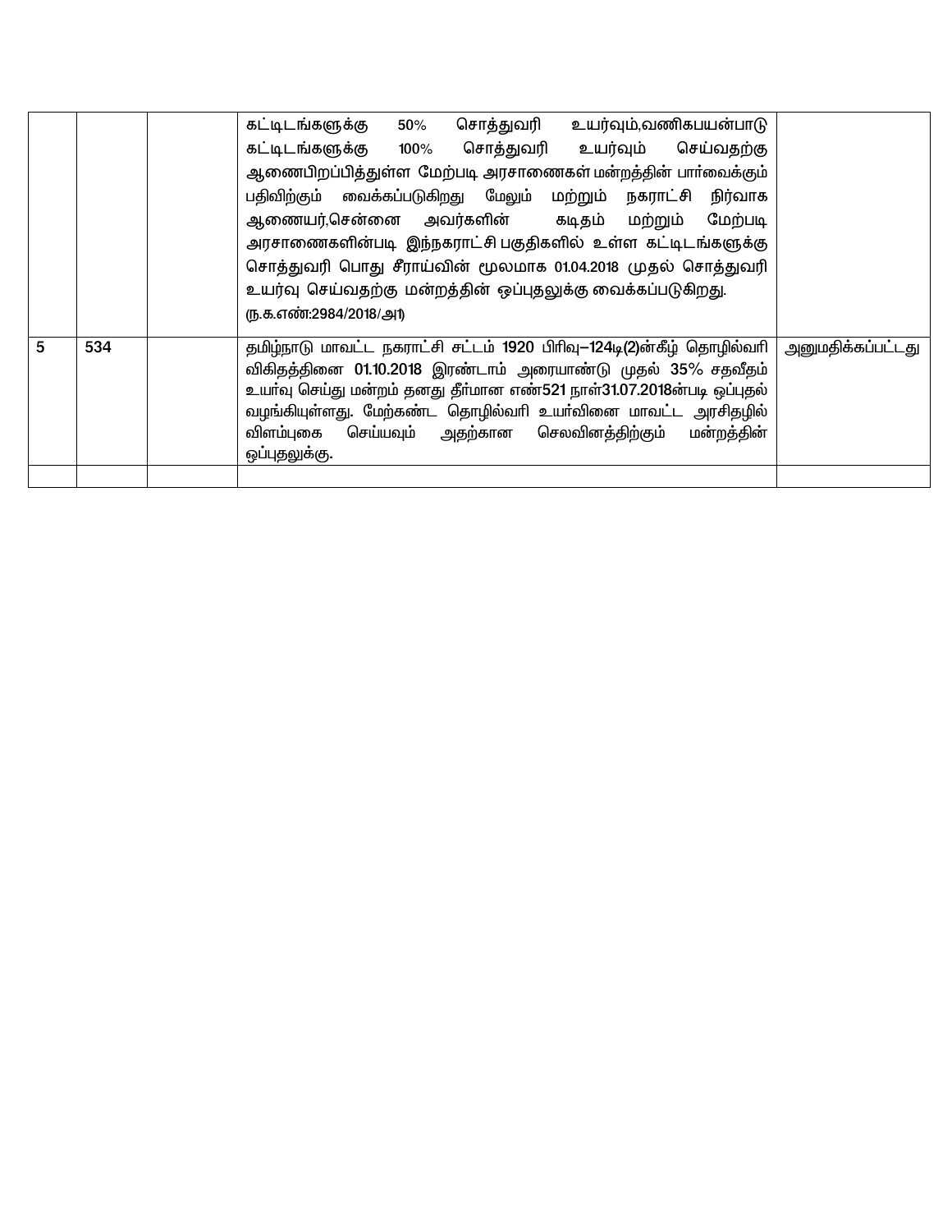| | | | | |
|---|---|---|---|---|
| | | | கட்டிடங்களுக்கு 50% சொத்துவரி உயர்வும்,வணிகபயன்பாடு கட்டிடங்களுக்கு 100% சொத்துவரி உயர்வும் செய்வதற்கு ஆணைபிறப்பித்துள்ள மேற்படி அரசாணைகள் மன்றத்தின் பார்வைக்கும் பதிவிற்கும் வைக்கப்படுகிறது மேலும் மற்றும் நகராட்சி நிர்வாக ஆணையர்,சென்னை அவர்களின் கடிதம் மற்றும் மேற்படி அரசாணைகளின்படி இந்நகராட்சி பகுதிகளில் உள்ள கட்டிடங்களுக்கு சொத்துவரி பொது சீராய்வின் மூலமாக 01.04.2018 முதல் சொத்துவரி உயர்வு செய்வதற்கு மன்றத்தின் ஒப்புதலுக்கு வைக்கப்படுகிறது. (ந.க.எண்:2984/2018/அ1) | |
| 5 | 534 | | தமிழ்நாடு மாவட்ட நகராட்சி சட்டம் 1920 பிரிவு–124டி(2)ன்கீழ் தொழில்வரி விகிதத்தினை 01.10.2018 இரண்டாம் அரையாண்டு முதல் 35% சதவீதம் உயர்வு செய்து மன்றம் தனது தீர்மான எண்521 நாள்31.07.2018ன்படி ஒப்புதல் வழங்கியுள்ளது. மேற்கண்ட தொழில்வரி உயர்வினை மாவட்ட அரசிதழில் விளம்புகை செய்யவும் அதற்கான செலவினத்திற்கும் மன்றத்தின் ஒப்புதலுக்கு. | அனுமதிக்கப்பட்டது |
| | | | | |